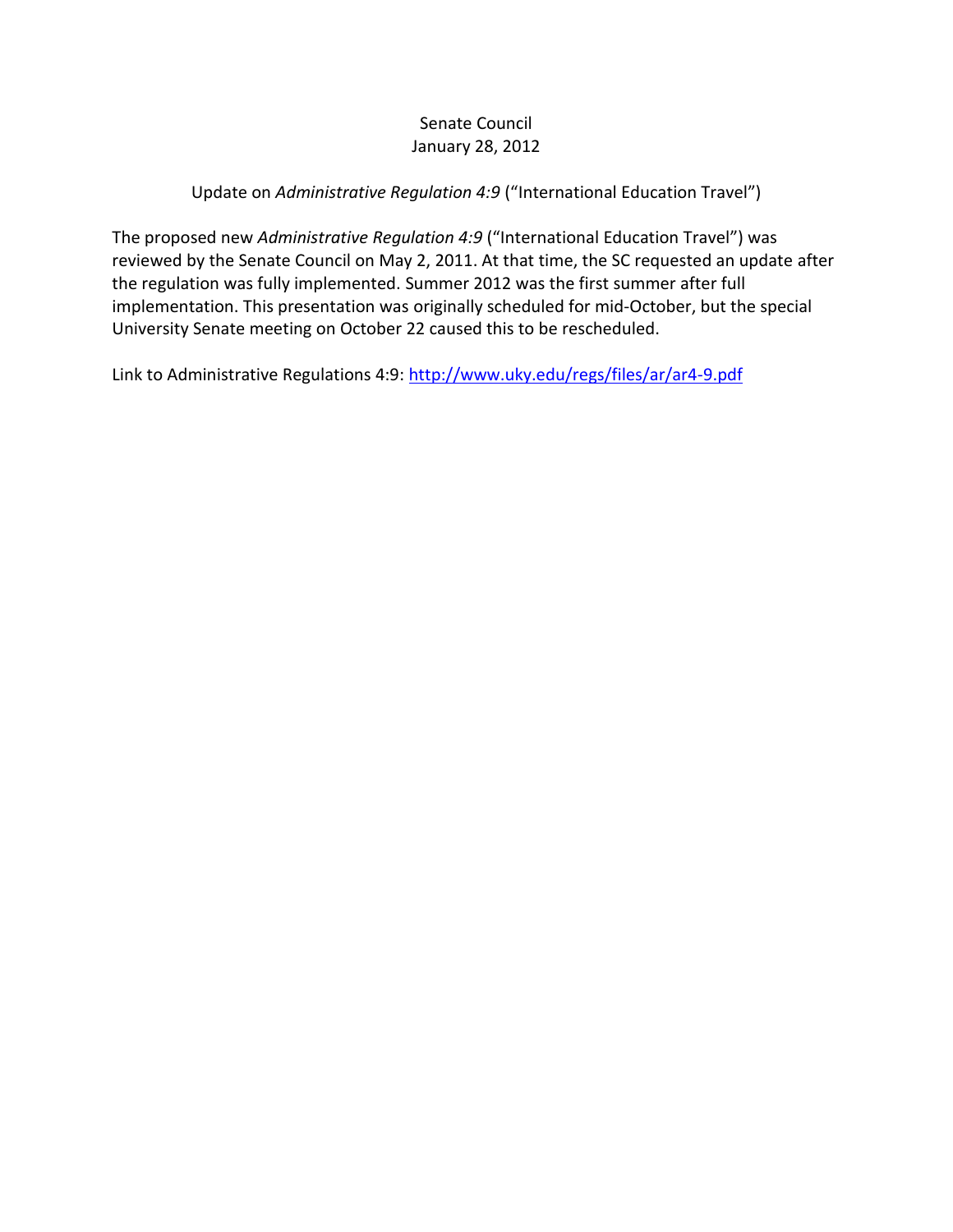Senate Council
January 28, 2012

Update on *Administrative Regulation 4:9* ("International Education Travel")

The proposed new *Administrative Regulation 4:9* ("International Education Travel") was reviewed by the Senate Council on May 2, 2011. At that time, the SC requested an update after the regulation was fully implemented. Summer 2012 was the first summer after full implementation. This presentation was originally scheduled for mid-October, but the special University Senate meeting on October 22 caused this to be rescheduled.

Link to Administrative Regulations 4:9: [http://www.uky.edu/regs/files/ar/ar4-9.pdf](http://www.uky.edu/regs/files/ar/ar4-9.pdf)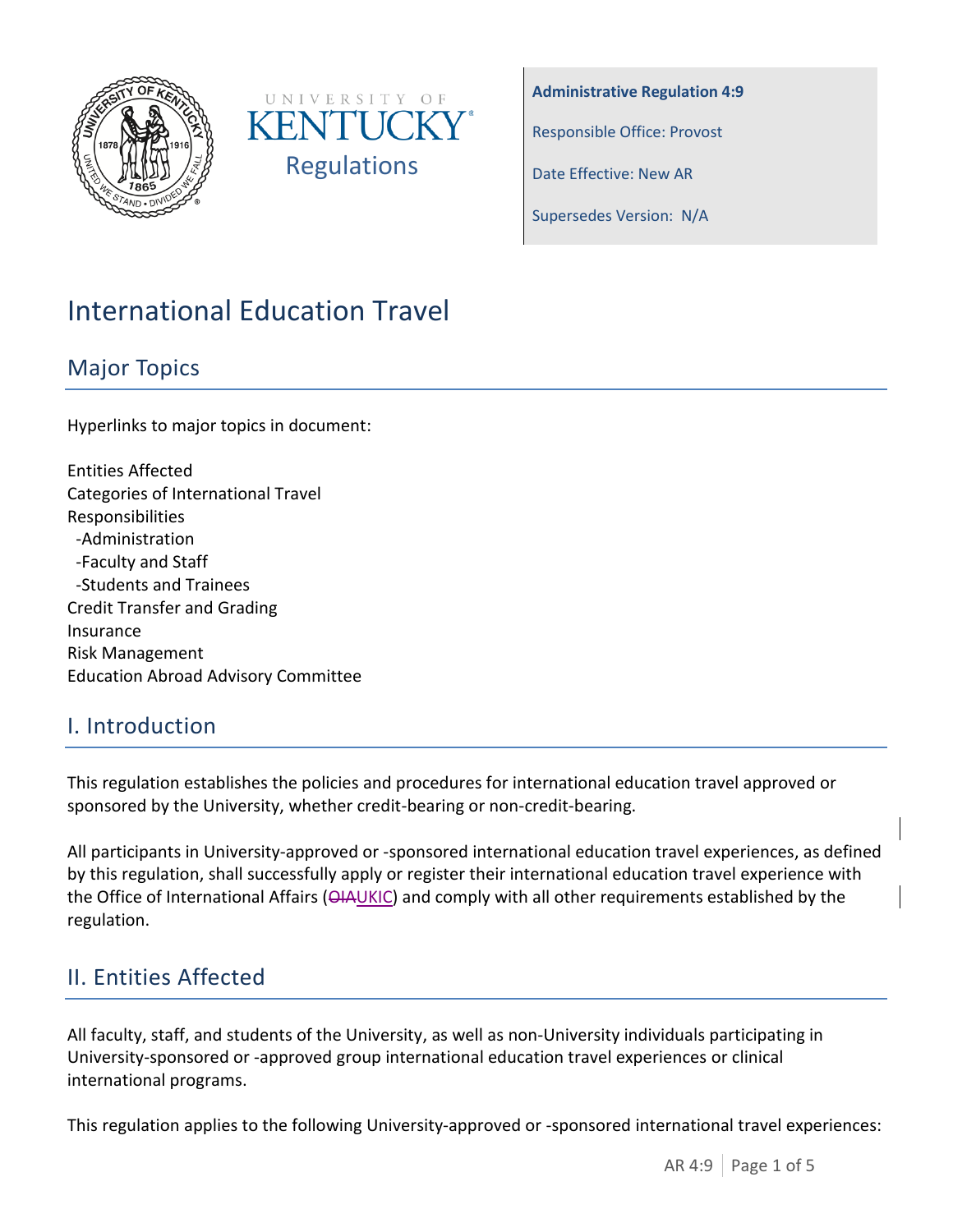UNIVERSITY OF KENTUCKY Regulations

**Administrative Regulation 4:9**

Responsible Office: Provost

Date Effective: New AR

Supersedes Version: N/A

# International Education Travel

## Major Topics

Hyperlinks to major topics in document:

Entities Affected
Categories of International Travel
Responsibilities
 -Administration
 -Faculty and Staff
 -Students and Trainees
Credit Transfer and Grading
Insurance
Risk Management
Education Abroad Advisory Committee

## I. Introduction

This regulation establishes the policies and procedures for international education travel approved or sponsored by the University, whether credit-bearing or non-credit-bearing.

All participants in University-approved or -sponsored international education travel experiences, as defined by this regulation, shall successfully apply or register their international education travel experience with the Office of International Affairs (~~OIA~~UKIC) and comply with all other requirements established by the regulation.

## II. Entities Affected

All faculty, staff, and students of the University, as well as non-University individuals participating in University-sponsored or -approved group international education travel experiences or clinical international programs.

This regulation applies to the following University-approved or -sponsored international travel experiences: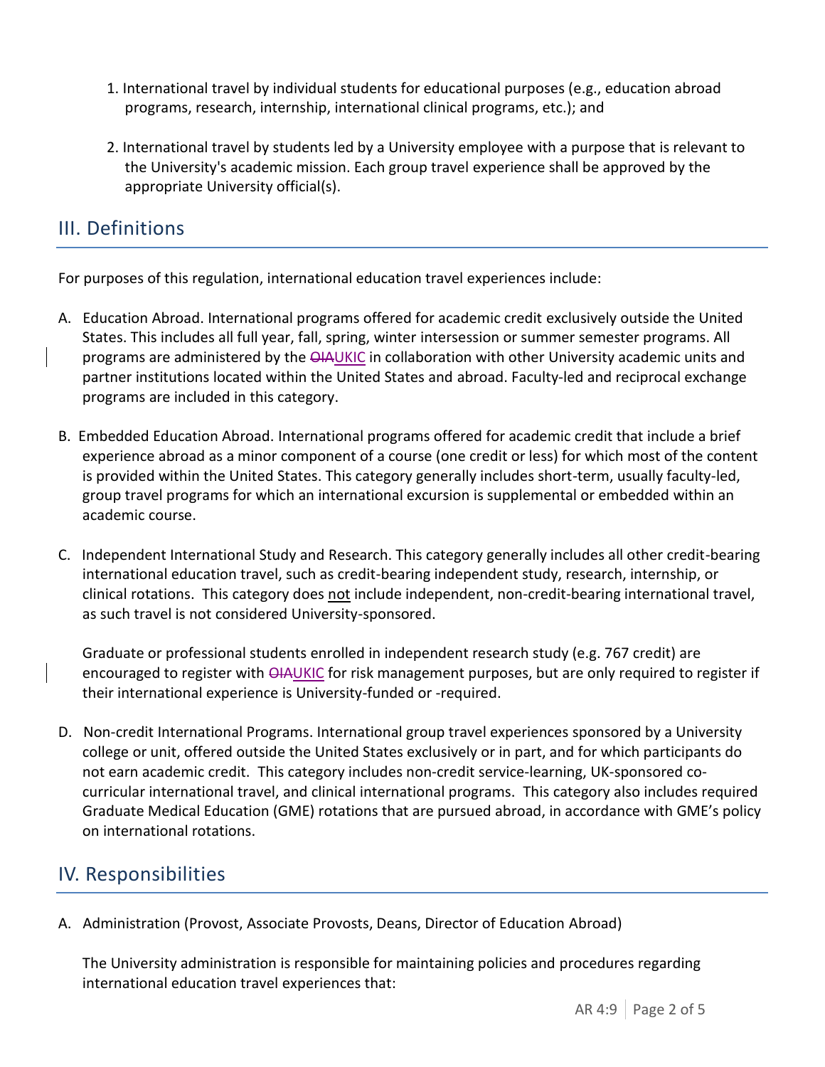1. International travel by individual students for educational purposes (e.g., education abroad programs, research, internship, international clinical programs, etc.); and

2. International travel by students led by a University employee with a purpose that is relevant to the University's academic mission. Each group travel experience shall be approved by the appropriate University official(s).

## III. Definitions

For purposes of this regulation, international education travel experiences include:

A. Education Abroad. International programs offered for academic credit exclusively outside the United States. This includes all full year, fall, spring, winter intersession or summer semester programs. All programs are administered by the ~~OIA~~UKIC in collaboration with other University academic units and partner institutions located within the United States and abroad. Faculty-led and reciprocal exchange programs are included in this category.

B. Embedded Education Abroad. International programs offered for academic credit that include a brief experience abroad as a minor component of a course (one credit or less) for which most of the content is provided within the United States. This category generally includes short-term, usually faculty-led, group travel programs for which an international excursion is supplemental or embedded within an academic course.

C. Independent International Study and Research. This category generally includes all other credit-bearing international education travel, such as credit-bearing independent study, research, internship, or clinical rotations. This category does not include independent, non-credit-bearing international travel, as such travel is not considered University-sponsored.

   Graduate or professional students enrolled in independent research study (e.g. 767 credit) are encouraged to register with ~~OIA~~UKIC for risk management purposes, but are only required to register if their international experience is University-funded or -required.

D. Non-credit International Programs. International group travel experiences sponsored by a University college or unit, offered outside the United States exclusively or in part, and for which participants do not earn academic credit. This category includes non-credit service-learning, UK-sponsored co-curricular international travel, and clinical international programs. This category also includes required Graduate Medical Education (GME) rotations that are pursued abroad, in accordance with GME's policy on international rotations.

## IV. Responsibilities

A. Administration (Provost, Associate Provosts, Deans, Director of Education Abroad)

   The University administration is responsible for maintaining policies and procedures regarding international education travel experiences that: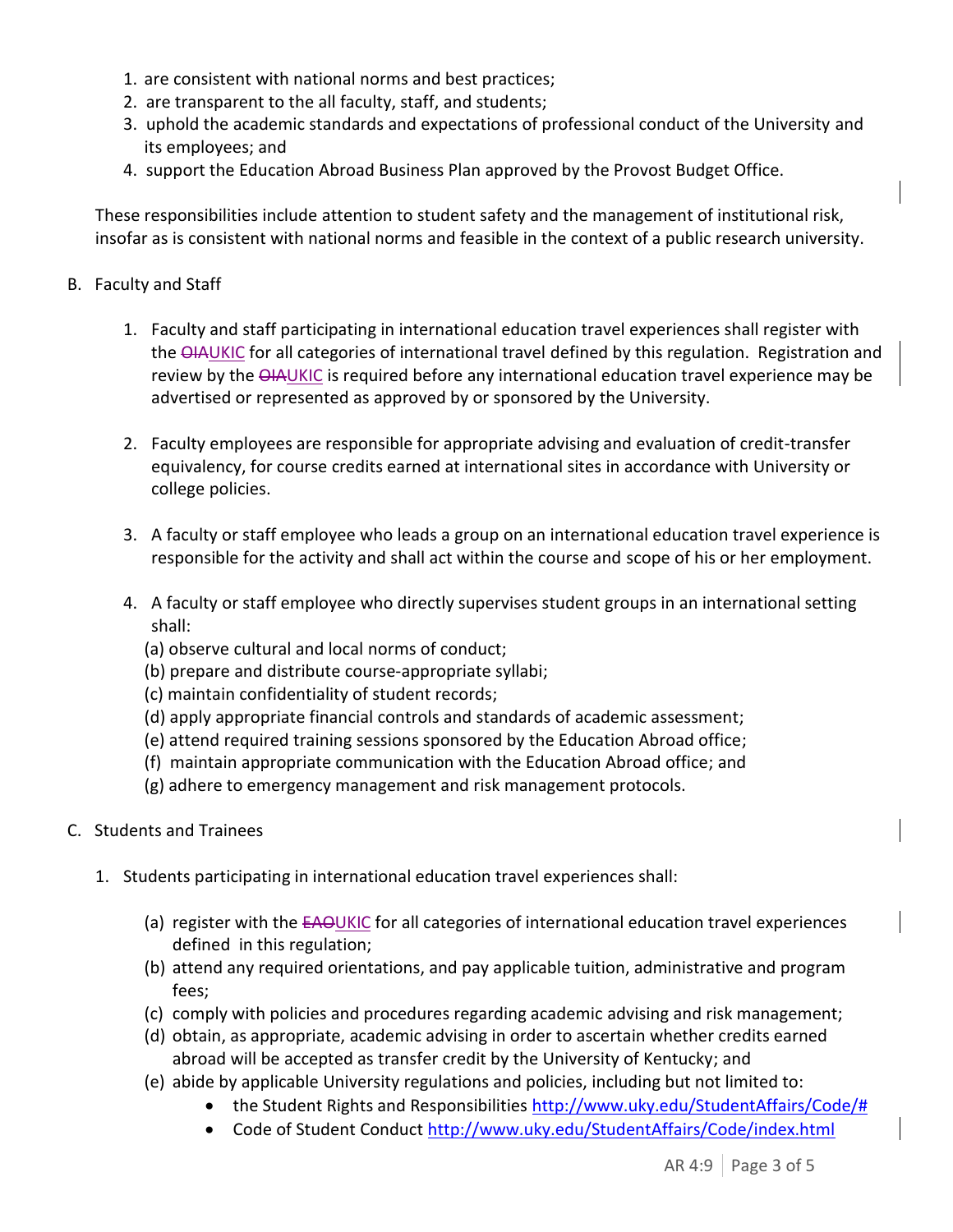1. are consistent with national norms and best practices;
2. are transparent to the all faculty, staff, and students;
3. uphold the academic standards and expectations of professional conduct of the University and its employees; and
4. support the Education Abroad Business Plan approved by the Provost Budget Office.

These responsibilities include attention to student safety and the management of institutional risk, insofar as is consistent with national norms and feasible in the context of a public research university.

B. Faculty and Staff

1. Faculty and staff participating in international education travel experiences shall register with the ~~OIA~~UKIC for all categories of international travel defined by this regulation. Registration and review by the ~~OIA~~UKIC is required before any international education travel experience may be advertised or represented as approved by or sponsored by the University.

2. Faculty employees are responsible for appropriate advising and evaluation of credit-transfer equivalency, for course credits earned at international sites in accordance with University or college policies.

3. A faculty or staff employee who leads a group on an international education travel experience is responsible for the activity and shall act within the course and scope of his or her employment.

4. A faculty or staff employee who directly supervises student groups in an international setting shall:
   (a) observe cultural and local norms of conduct;
   (b) prepare and distribute course-appropriate syllabi;
   (c) maintain confidentiality of student records;
   (d) apply appropriate financial controls and standards of academic assessment;
   (e) attend required training sessions sponsored by the Education Abroad office;
   (f) maintain appropriate communication with the Education Abroad office; and
   (g) adhere to emergency management and risk management protocols.

C. Students and Trainees

1. Students participating in international education travel experiences shall:

   (a) register with the ~~EAO~~UKIC for all categories of international education travel experiences defined in this regulation;
   (b) attend any required orientations, and pay applicable tuition, administrative and program fees;
   (c) comply with policies and procedures regarding academic advising and risk management;
   (d) obtain, as appropriate, academic advising in order to ascertain whether credits earned abroad will be accepted as transfer credit by the University of Kentucky; and
   (e) abide by applicable University regulations and policies, including but not limited to:
      - the Student Rights and Responsibilities http://www.uky.edu/StudentAffairs/Code/#
      - Code of Student Conduct http://www.uky.edu/StudentAffairs/Code/index.html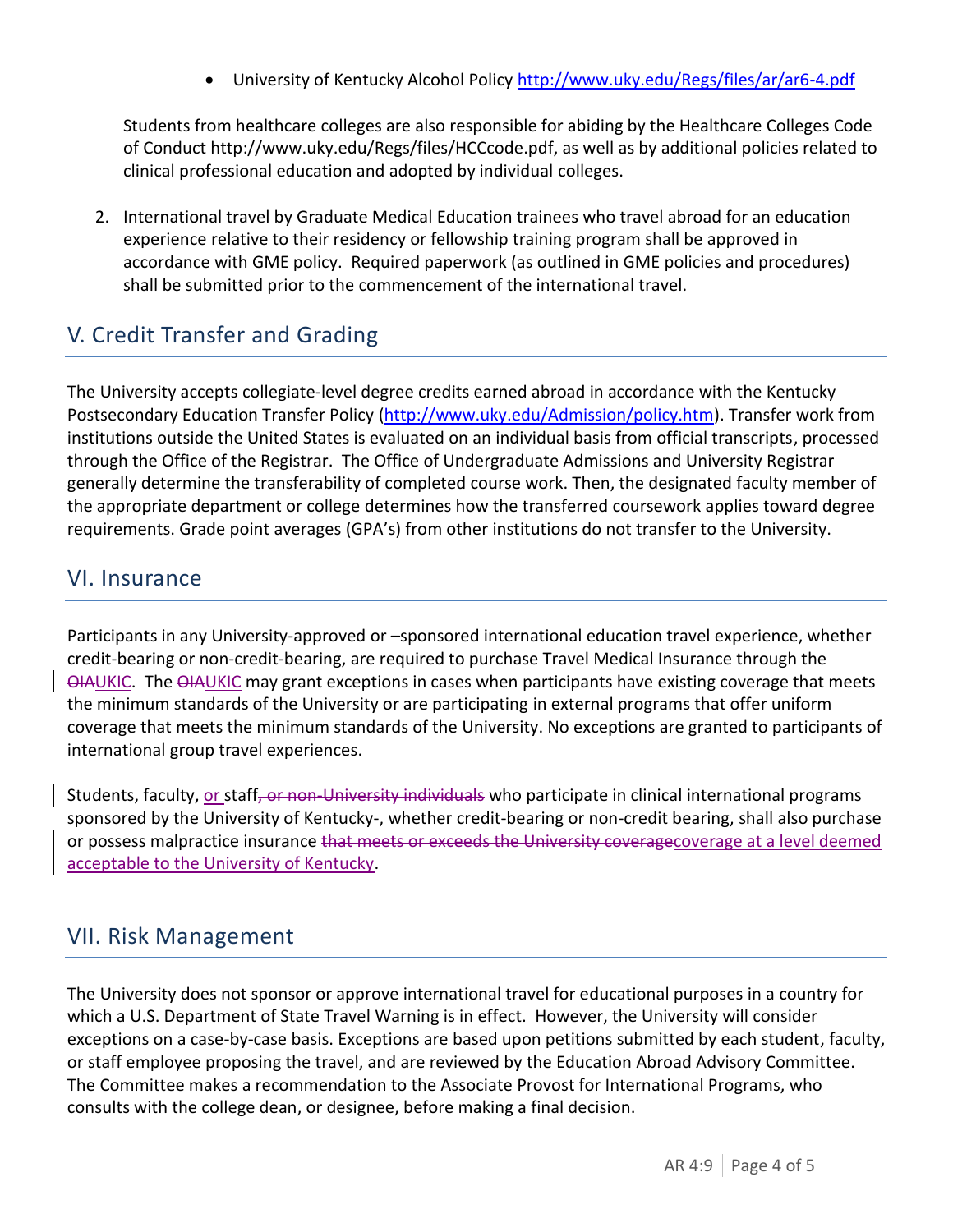- University of Kentucky Alcohol Policy http://www.uky.edu/Regs/files/ar/ar6-4.pdf

Students from healthcare colleges are also responsible for abiding by the Healthcare Colleges Code of Conduct http://www.uky.edu/Regs/files/HCCcode.pdf, as well as by additional policies related to clinical professional education and adopted by individual colleges.

2. International travel by Graduate Medical Education trainees who travel abroad for an education experience relative to their residency or fellowship training program shall be approved in accordance with GME policy. Required paperwork (as outlined in GME policies and procedures) shall be submitted prior to the commencement of the international travel.

## V. Credit Transfer and Grading

The University accepts collegiate-level degree credits earned abroad in accordance with the Kentucky Postsecondary Education Transfer Policy (http://www.uky.edu/Admission/policy.htm). Transfer work from institutions outside the United States is evaluated on an individual basis from official transcripts, processed through the Office of the Registrar. The Office of Undergraduate Admissions and University Registrar generally determine the transferability of completed course work. Then, the designated faculty member of the appropriate department or college determines how the transferred coursework applies toward degree requirements. Grade point averages (GPA's) from other institutions do not transfer to the University.

## VI. Insurance

Participants in any University-approved or –sponsored international education travel experience, whether credit-bearing or non-credit-bearing, are required to purchase Travel Medical Insurance through the ~~OIA~~UKIC. The ~~OIA~~UKIC may grant exceptions in cases when participants have existing coverage that meets the minimum standards of the University or are participating in external programs that offer uniform coverage that meets the minimum standards of the University. No exceptions are granted to participants of international group travel experiences.

Students, faculty, or staff~~, or non-University individuals~~ who participate in clinical international programs sponsored by the University of Kentucky-, whether credit-bearing or non-credit bearing, shall also purchase or possess malpractice insurance ~~that meets or exceeds the University coverage~~coverage at a level deemed acceptable to the University of Kentucky.

## VII. Risk Management

The University does not sponsor or approve international travel for educational purposes in a country for which a U.S. Department of State Travel Warning is in effect. However, the University will consider exceptions on a case-by-case basis. Exceptions are based upon petitions submitted by each student, faculty, or staff employee proposing the travel, and are reviewed by the Education Abroad Advisory Committee. The Committee makes a recommendation to the Associate Provost for International Programs, who consults with the college dean, or designee, before making a final decision.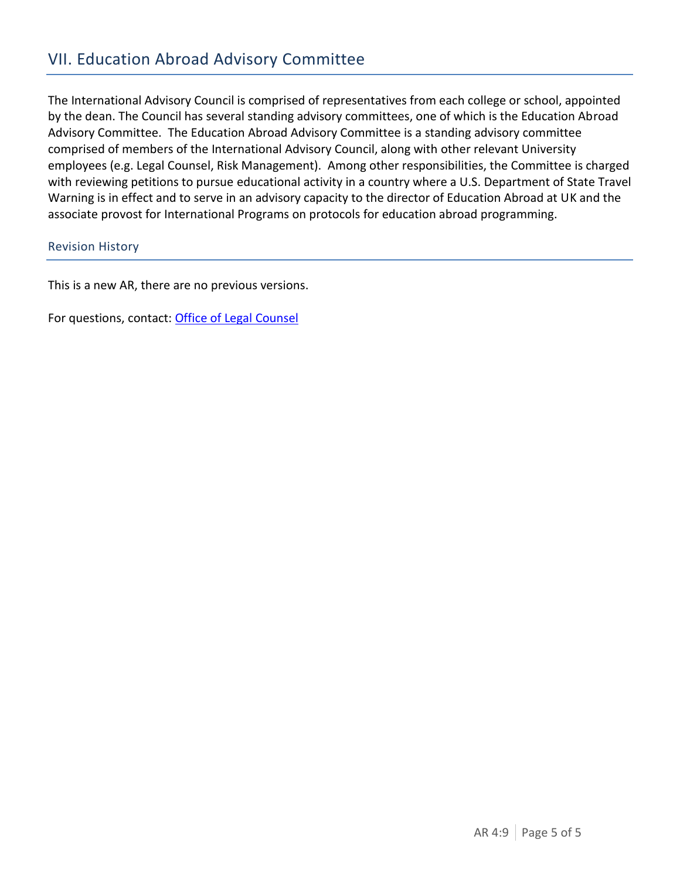## VII. Education Abroad Advisory Committee

The International Advisory Council is comprised of representatives from each college or school, appointed by the dean. The Council has several standing advisory committees, one of which is the Education Abroad Advisory Committee. The Education Abroad Advisory Committee is a standing advisory committee comprised of members of the International Advisory Council, along with other relevant University employees (e.g. Legal Counsel, Risk Management). Among other responsibilities, the Committee is charged with reviewing petitions to pursue educational activity in a country where a U.S. Department of State Travel Warning is in effect and to serve in an advisory capacity to the director of Education Abroad at UK and the associate provost for International Programs on protocols for education abroad programming.

### Revision History

This is a new AR, there are no previous versions.

For questions, contact: Office of Legal Counsel